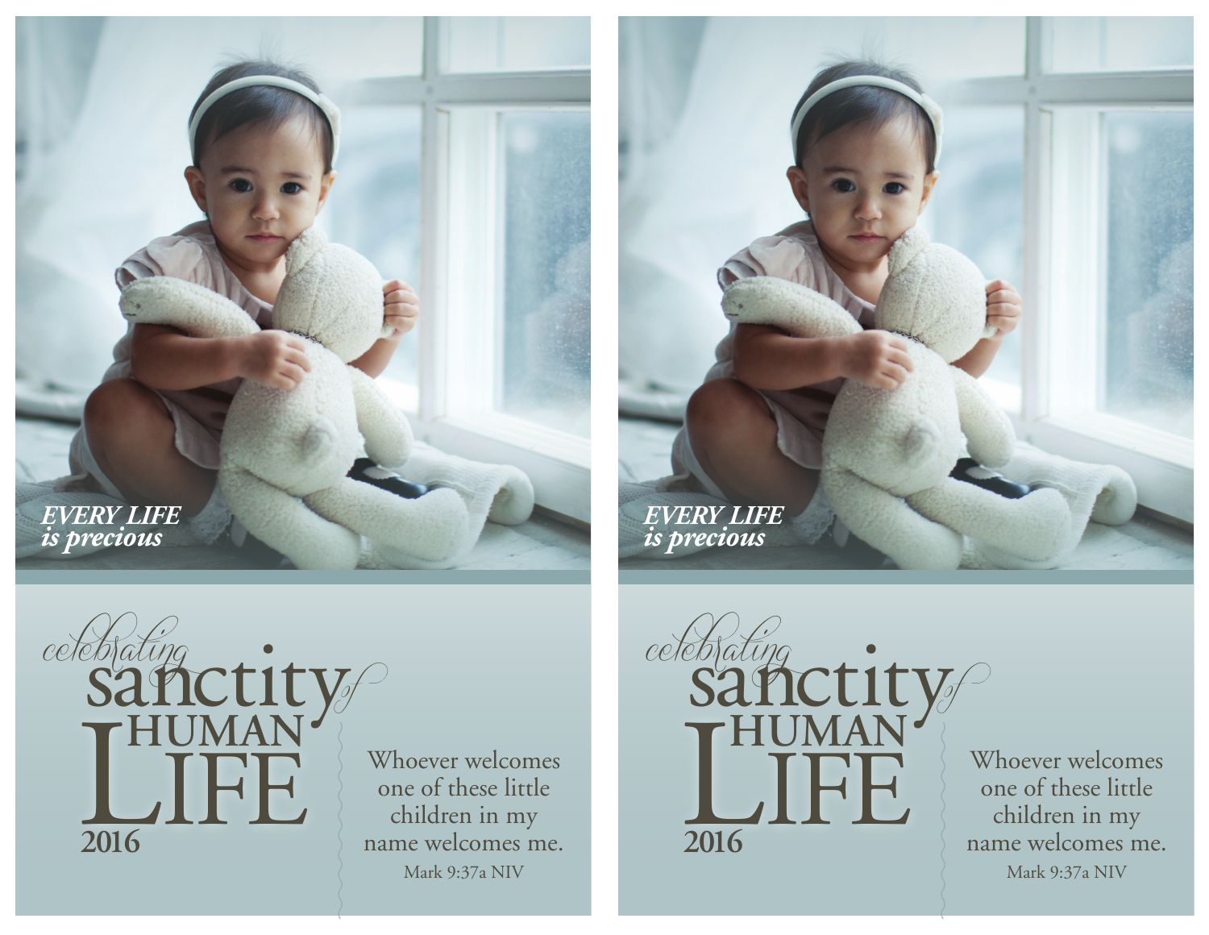*EVERY LIFE is precious*

# *celebrating* sanctity *of* HUMAN LIFE 2016

Whoever welcomes one of these little children in my name welcomes me.

Mark 9:37a NIV

*EVERY LIFE is precious*

# *celebrating* sanctity *of* HUMAN LIFE 2016

Whoever welcomes one of these little children in my name welcomes me.

Mark 9:37a NIV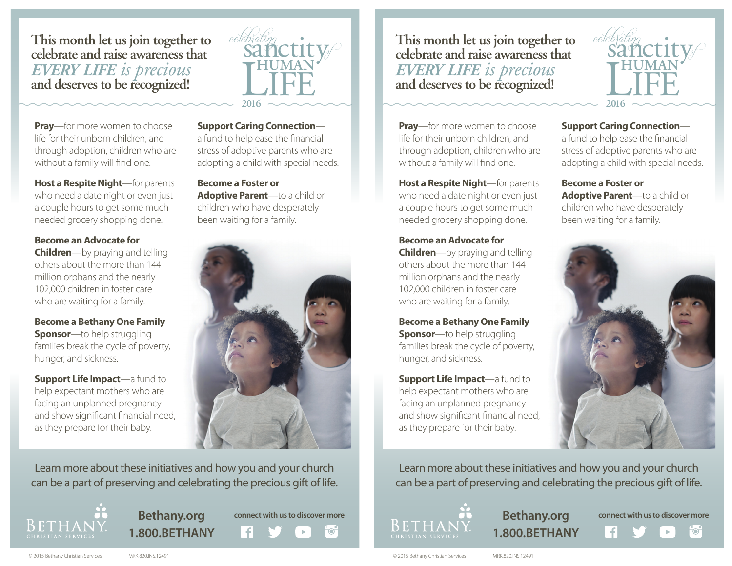# This month let us join together to celebrate and raise awareness that *EVERY LIFE is precious* and deserves to be recognized!

*celebrating* sanctity *of* HUMAN LIFE 2016

**Pray**—for more women to choose life for their unborn children, and through adoption, children who are without a family will find one.

**Host a Respite Night**—for parents who need a date night or even just a couple hours to get some much needed grocery shopping done.

**Become an Advocate for Children**—by praying and telling others about the more than 144 million orphans and the nearly 102,000 children in foster care who are waiting for a family.

**Become a Bethany One Family Sponsor**—to help struggling families break the cycle of poverty, hunger, and sickness.

**Support Life Impact**—a fund to help expectant mothers who are facing an unplanned pregnancy and show significant financial need, as they prepare for their baby.

**Support Caring Connection**—a fund to help ease the financial stress of adoptive parents who are adopting a child with special needs.

**Become a Foster or Adoptive Parent**—to a child or children who have desperately been waiting for a family.

Learn more about these initiatives and how you and your church can be a part of preserving and celebrating the precious gift of life.

BETHANY CHRISTIAN SERVICES

**Bethany.org**
**1.800.BETHANY**

connect with us to discover more

© 2015 Bethany Christian Services MRK.820.INS.12491

---

# This month let us join together to celebrate and raise awareness that *EVERY LIFE is precious* and deserves to be recognized!

*celebrating* sanctity *of* HUMAN LIFE 2016

**Pray**—for more women to choose life for their unborn children, and through adoption, children who are without a family will find one.

**Host a Respite Night**—for parents who need a date night or even just a couple hours to get some much needed grocery shopping done.

**Become an Advocate for Children**—by praying and telling others about the more than 144 million orphans and the nearly 102,000 children in foster care who are waiting for a family.

**Become a Bethany One Family Sponsor**—to help struggling families break the cycle of poverty, hunger, and sickness.

**Support Life Impact**—a fund to help expectant mothers who are facing an unplanned pregnancy and show significant financial need, as they prepare for their baby.

**Support Caring Connection**—a fund to help ease the financial stress of adoptive parents who are adopting a child with special needs.

**Become a Foster or Adoptive Parent**—to a child or children who have desperately been waiting for a family.

Learn more about these initiatives and how you and your church can be a part of preserving and celebrating the precious gift of life.

BETHANY CHRISTIAN SERVICES

**Bethany.org**
**1.800.BETHANY**

connect with us to discover more

© 2015 Bethany Christian Services MRK.820.INS.12491